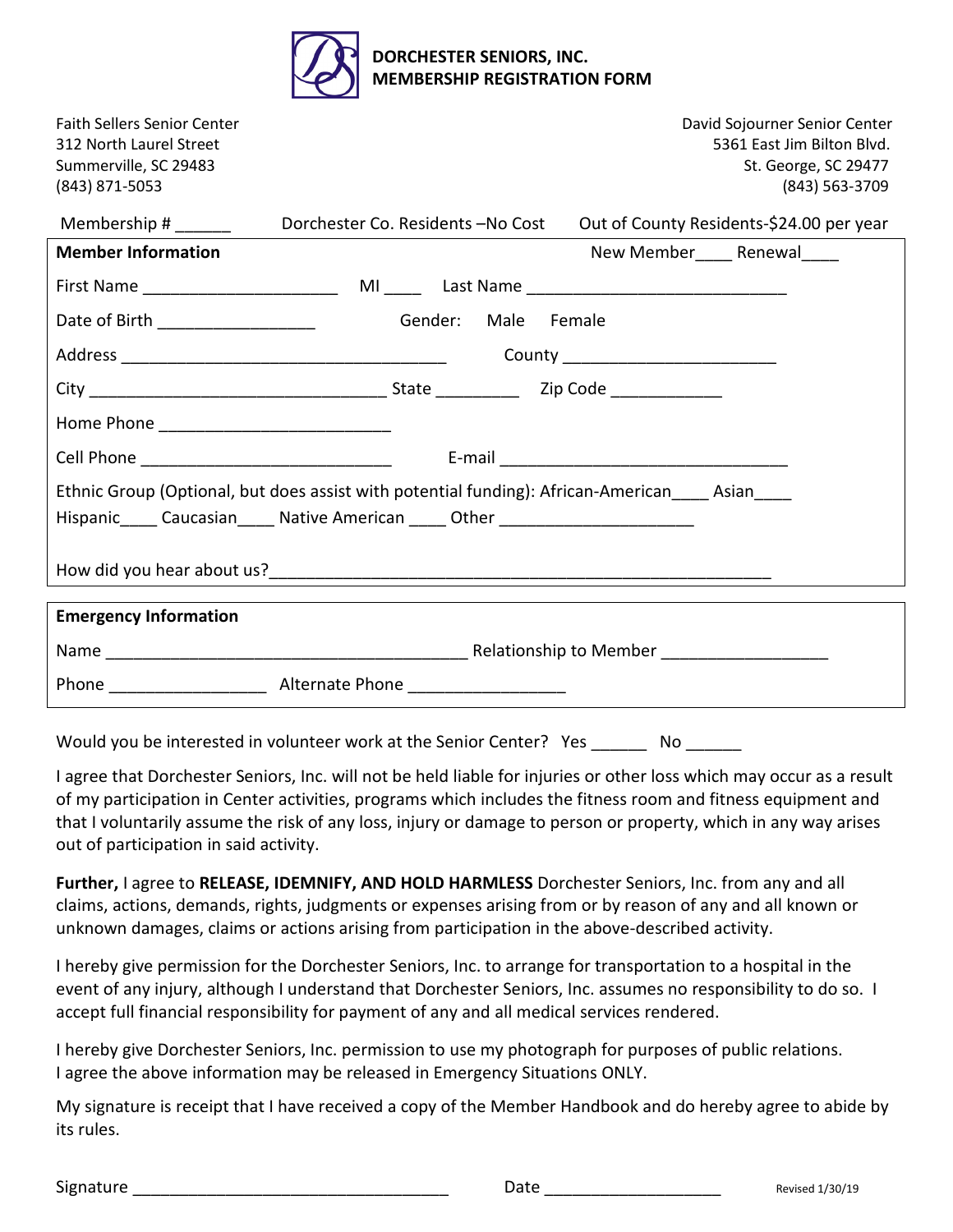# DORCHESTER SENIORS, INC.
# MEMBERSHIP REGISTRATION FORM

Faith Sellers Senior Center
312 North Laurel Street
Summerville, SC 29483
(843) 871-5053

David Sojourner Senior Center
5361 East Jim Bilton Blvd.
St. George, SC 29477
(843) 563-3709

Membership # ______ Dorchester Co. Residents –No Cost Out of County Residents-$24.00 per year

**Member Information** New Member____ Renewal____

First Name ____________________ MI ____ Last Name ___________________________

Date of Birth ________________ Gender: Male Female

Address ________________________________ County _____________________

City ______________________________ State _________ Zip Code ____________

Home Phone _______________________

Cell Phone _________________________ E-mail ______________________________

Ethnic Group (Optional, but does assist with potential funding): African-American____ Asian____
Hispanic____ Caucasian____ Native American ____ Other ____________________

How did you hear about us?_______________________________________________________

**Emergency Information**

Name _____________________________________ Relationship to Member _________________

Phone ________________ Alternate Phone ________________

Would you be interested in volunteer work at the Senior Center? Yes ______ No ______

I agree that Dorchester Seniors, Inc. will not be held liable for injuries or other loss which may occur as a result of my participation in Center activities, programs which includes the fitness room and fitness equipment and that I voluntarily assume the risk of any loss, injury or damage to person or property, which in any way arises out of participation in said activity.

**Further,** I agree to **RELEASE, IDEMNIFY, AND HOLD HARMLESS** Dorchester Seniors, Inc. from any and all claims, actions, demands, rights, judgments or expenses arising from or by reason of any and all known or unknown damages, claims or actions arising from participation in the above-described activity.

I hereby give permission for the Dorchester Seniors, Inc. to arrange for transportation to a hospital in the event of any injury, although I understand that Dorchester Seniors, Inc. assumes no responsibility to do so. I accept full financial responsibility for payment of any and all medical services rendered.

I hereby give Dorchester Seniors, Inc. permission to use my photograph for purposes of public relations.
I agree the above information may be released in Emergency Situations ONLY.

My signature is receipt that I have received a copy of the Member Handbook and do hereby agree to abide by its rules.

Signature _________________________________ Date __________________ Revised 1/30/19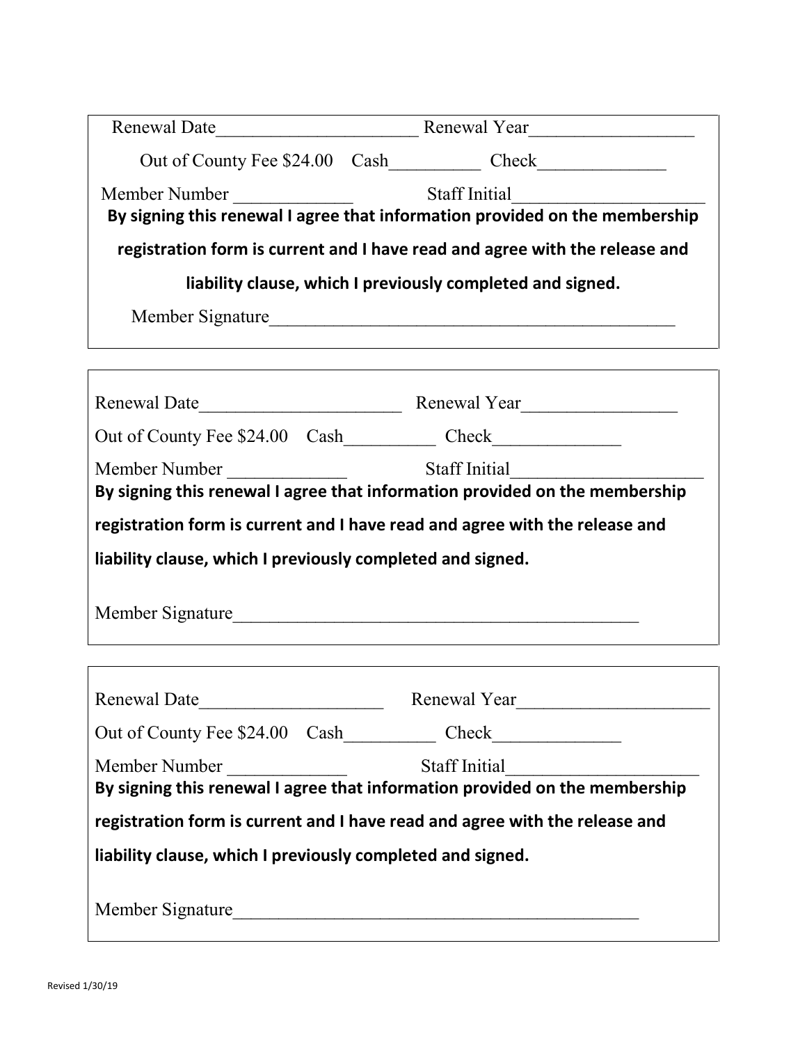Renewal Date______________________ Renewal Year__________________

Out of County Fee $24.00 Cash__________ Check______________

Member Number _____________ Staff Initial_____________________

**By signing this renewal I agree that information provided on the membership registration form is current and I have read and agree with the release and liability clause, which I previously completed and signed.**

Member Signature____________________________________________

---

Renewal Date______________________ Renewal Year_________________

Out of County Fee $24.00 Cash__________ Check______________

Member Number _____________ Staff Initial_____________________

**By signing this renewal I agree that information provided on the membership registration form is current and I have read and agree with the release and liability clause, which I previously completed and signed.**

Member Signature____________________________________________

---

Renewal Date____________________ Renewal Year_____________________

Out of County Fee $24.00 Cash__________ Check______________

Member Number _____________ Staff Initial_____________________

**By signing this renewal I agree that information provided on the membership registration form is current and I have read and agree with the release and liability clause, which I previously completed and signed.**

Member Signature____________________________________________

Revised 1/30/19